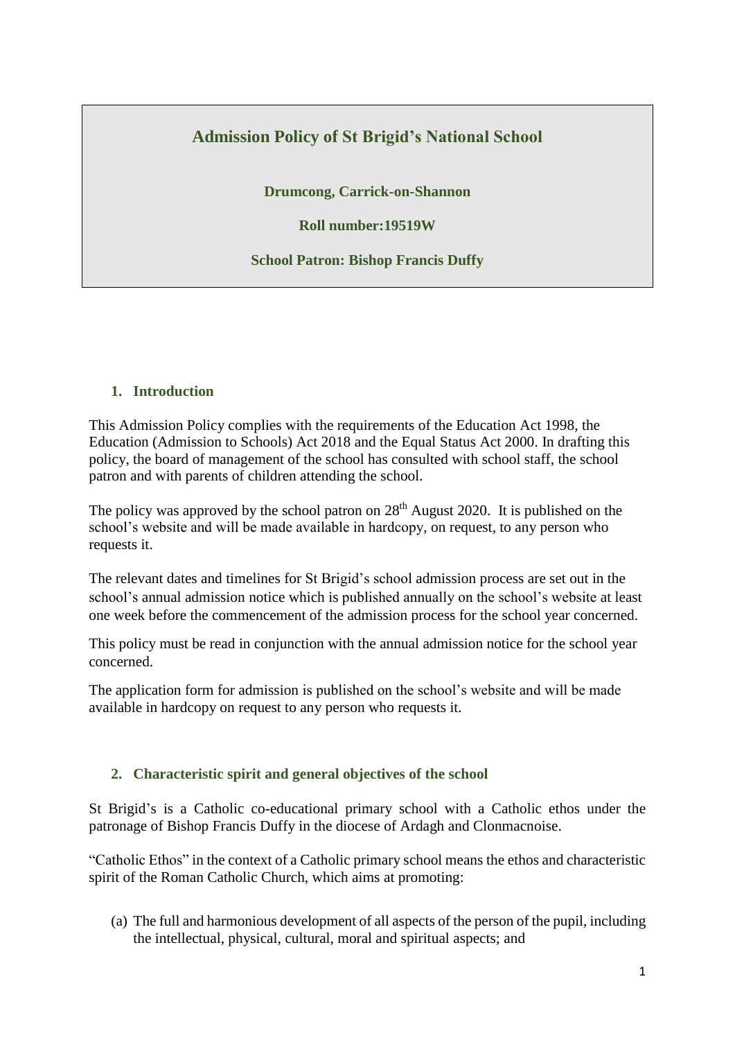# Admission Policy of St Brigid's National School

**Drumcong, Carrick-on-Shannon**

**Roll number:19519W**

**School Patron: Bishop Francis Duffy**

## 1. Introduction

This Admission Policy complies with the requirements of the Education Act 1998, the Education (Admission to Schools) Act 2018 and the Equal Status Act 2000. In drafting this policy, the board of management of the school has consulted with school staff, the school patron and with parents of children attending the school.

The policy was approved by the school patron on 28th August 2020. It is published on the school's website and will be made available in hardcopy, on request, to any person who requests it.

The relevant dates and timelines for St Brigid's school admission process are set out in the school's annual admission notice which is published annually on the school's website at least one week before the commencement of the admission process for the school year concerned.

This policy must be read in conjunction with the annual admission notice for the school year concerned.

The application form for admission is published on the school's website and will be made available in hardcopy on request to any person who requests it.

## 2. Characteristic spirit and general objectives of the school

St Brigid's is a Catholic co-educational primary school with a Catholic ethos under the patronage of Bishop Francis Duffy in the diocese of Ardagh and Clonmacnoise.

"Catholic Ethos" in the context of a Catholic primary school means the ethos and characteristic spirit of the Roman Catholic Church, which aims at promoting:

(a) The full and harmonious development of all aspects of the person of the pupil, including the intellectual, physical, cultural, moral and spiritual aspects; and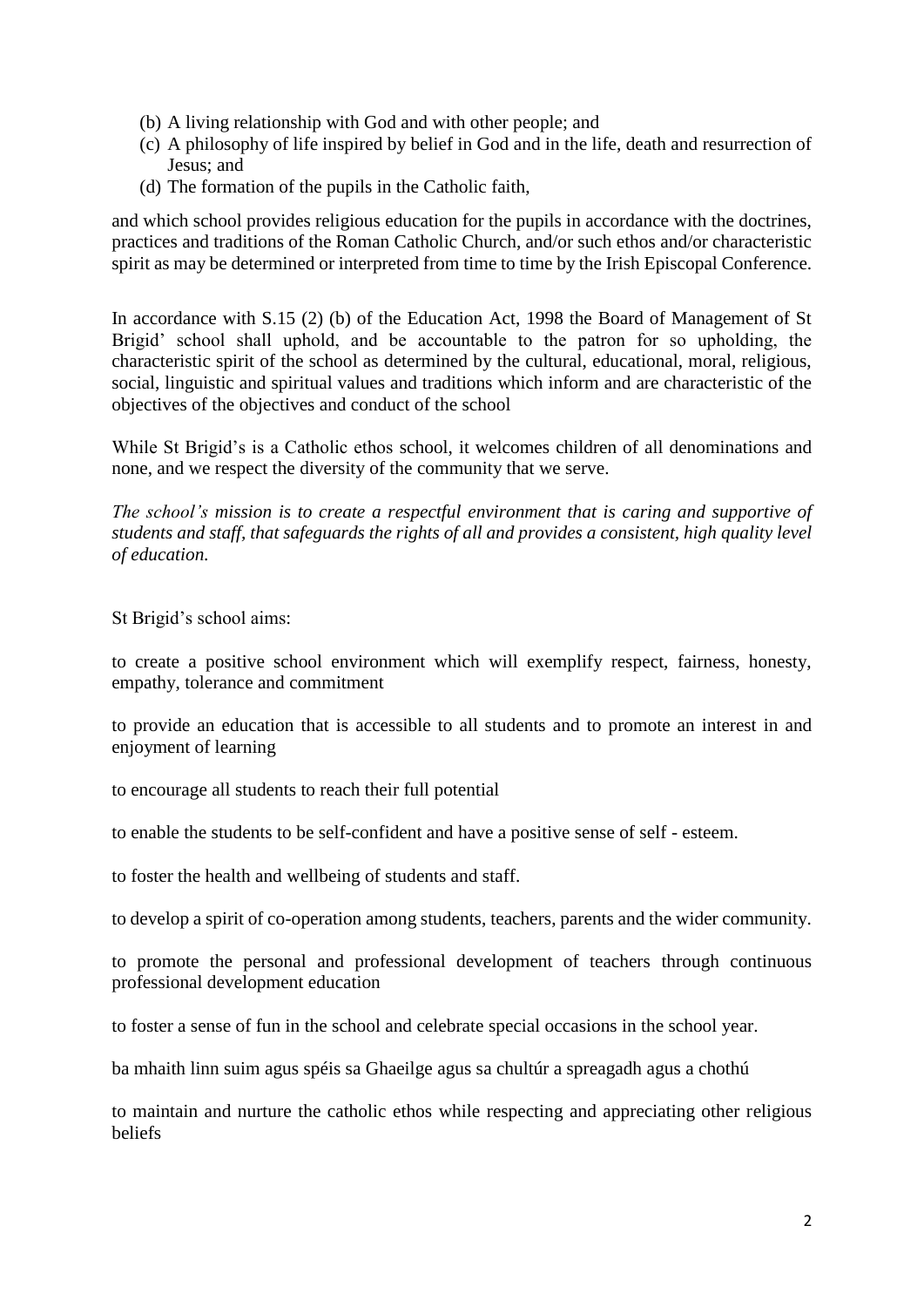(b) A living relationship with God and with other people; and
(c) A philosophy of life inspired by belief in God and in the life, death and resurrection of Jesus; and
(d) The formation of the pupils in the Catholic faith,

and which school provides religious education for the pupils in accordance with the doctrines, practices and traditions of the Roman Catholic Church, and/or such ethos and/or characteristic spirit as may be determined or interpreted from time to time by the Irish Episcopal Conference.

In accordance with S.15 (2) (b) of the Education Act, 1998 the Board of Management of St Brigid' school shall uphold, and be accountable to the patron for so upholding, the characteristic spirit of the school as determined by the cultural, educational, moral, religious, social, linguistic and spiritual values and traditions which inform and are characteristic of the objectives of the objectives and conduct of the school

While St Brigid's is a Catholic ethos school, it welcomes children of all denominations and none, and we respect the diversity of the community that we serve.

*The school's mission is to create a respectful environment that is caring and supportive of students and staff, that safeguards the rights of all and provides a consistent, high quality level of education.*

St Brigid's school aims:

to create a positive school environment which will exemplify respect, fairness, honesty, empathy, tolerance and commitment

to provide an education that is accessible to all students and to promote an interest in and enjoyment of learning

to encourage all students to reach their full potential

to enable the students to be self-confident and have a positive sense of self - esteem.

to foster the health and wellbeing of students and staff.

to develop a spirit of co-operation among students, teachers, parents and the wider community.

to promote the personal and professional development of teachers through continuous professional development education

to foster a sense of fun in the school and celebrate special occasions in the school year.

ba mhaith linn suim agus spéis sa Ghaeilge agus sa chultúr a spreagadh agus a chothú

to maintain and nurture the catholic ethos while respecting and appreciating other religious beliefs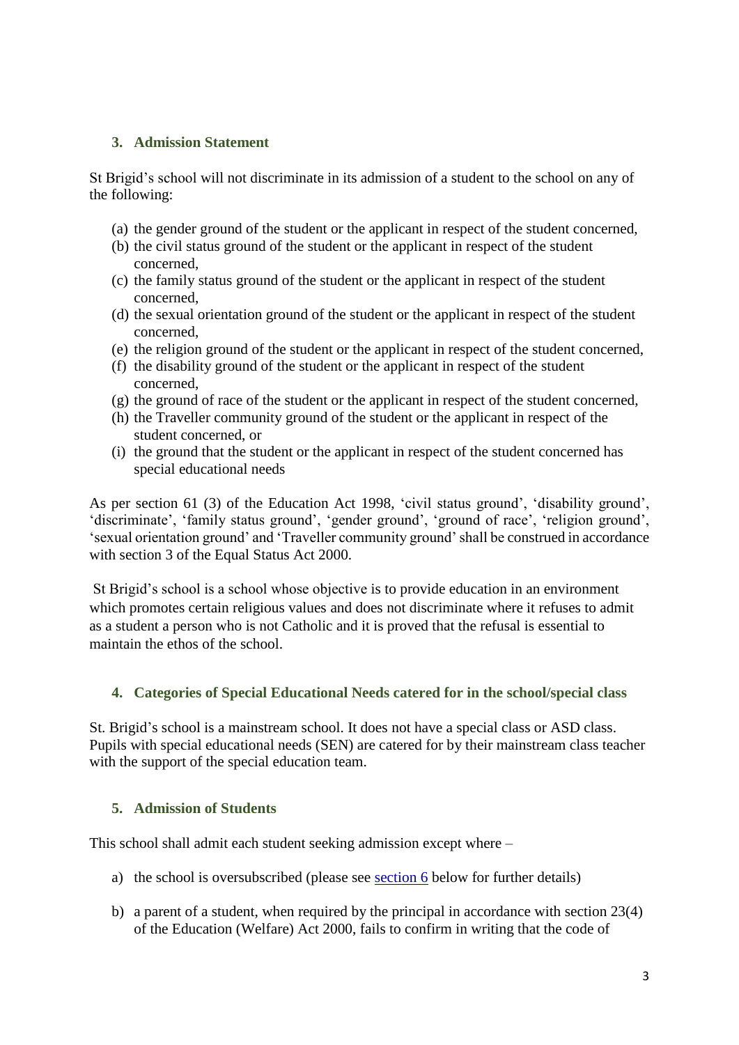## 3. Admission Statement

St Brigid's school will not discriminate in its admission of a student to the school on any of the following:

(a) the gender ground of the student or the applicant in respect of the student concerned,
(b) the civil status ground of the student or the applicant in respect of the student concerned,
(c) the family status ground of the student or the applicant in respect of the student concerned,
(d) the sexual orientation ground of the student or the applicant in respect of the student concerned,
(e) the religion ground of the student or the applicant in respect of the student concerned,
(f) the disability ground of the student or the applicant in respect of the student concerned,
(g) the ground of race of the student or the applicant in respect of the student concerned,
(h) the Traveller community ground of the student or the applicant in respect of the student concerned, or
(i) the ground that the student or the applicant in respect of the student concerned has special educational needs

As per section 61 (3) of the Education Act 1998, 'civil status ground', 'disability ground', 'discriminate', 'family status ground', 'gender ground', 'ground of race', 'religion ground', 'sexual orientation ground' and 'Traveller community ground' shall be construed in accordance with section 3 of the Equal Status Act 2000.

St Brigid's school is a school whose objective is to provide education in an environment which promotes certain religious values and does not discriminate where it refuses to admit as a student a person who is not Catholic and it is proved that the refusal is essential to maintain the ethos of the school.

## 4. Categories of Special Educational Needs catered for in the school/special class

St. Brigid's school is a mainstream school. It does not have a special class or ASD class. Pupils with special educational needs (SEN) are catered for by their mainstream class teacher with the support of the special education team.

## 5. Admission of Students

This school shall admit each student seeking admission except where –

a) the school is oversubscribed (please see section 6 below for further details)

b) a parent of a student, when required by the principal in accordance with section 23(4) of the Education (Welfare) Act 2000, fails to confirm in writing that the code of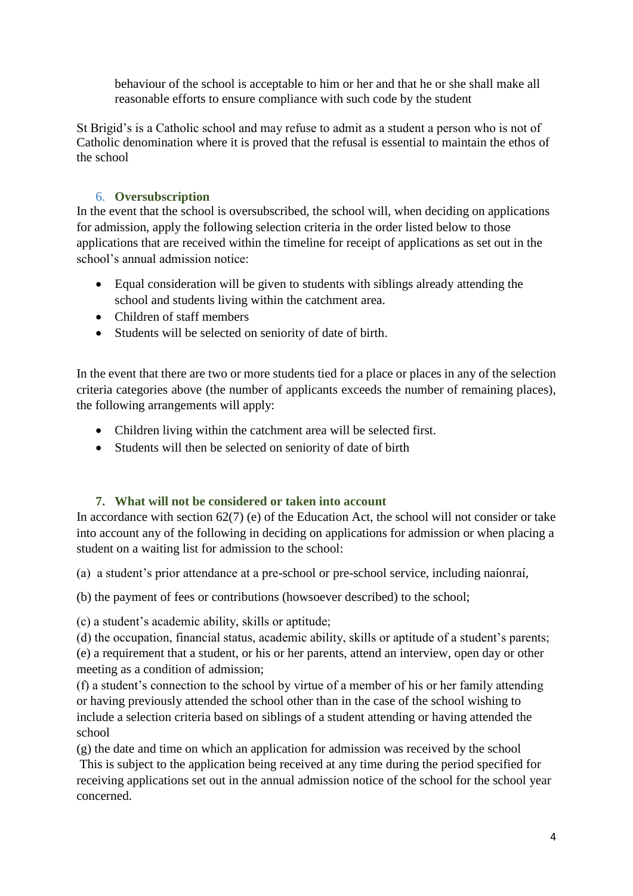behaviour of the school is acceptable to him or her and that he or she shall make all reasonable efforts to ensure compliance with such code by the student

St Brigid's is a Catholic school and may refuse to admit as a student a person who is not of Catholic denomination where it is proved that the refusal is essential to maintain the ethos of the school

## 6. Oversubscription

In the event that the school is oversubscribed, the school will, when deciding on applications for admission, apply the following selection criteria in the order listed below to those applications that are received within the timeline for receipt of applications as set out in the school's annual admission notice:

- Equal consideration will be given to students with siblings already attending the school and students living within the catchment area.
- Children of staff members
- Students will be selected on seniority of date of birth.

In the event that there are two or more students tied for a place or places in any of the selection criteria categories above (the number of applicants exceeds the number of remaining places), the following arrangements will apply:

- Children living within the catchment area will be selected first.
- Students will then be selected on seniority of date of birth

## 7. What will not be considered or taken into account

In accordance with section 62(7) (e) of the Education Act, the school will not consider or take into account any of the following in deciding on applications for admission or when placing a student on a waiting list for admission to the school:

(a) a student's prior attendance at a pre-school or pre-school service, including naíonraí,

(b) the payment of fees or contributions (howsoever described) to the school;

(c) a student's academic ability, skills or aptitude;

(d) the occupation, financial status, academic ability, skills or aptitude of a student's parents;

(e) a requirement that a student, or his or her parents, attend an interview, open day or other meeting as a condition of admission;

(f) a student's connection to the school by virtue of a member of his or her family attending or having previously attended the school other than in the case of the school wishing to include a selection criteria based on siblings of a student attending or having attended the school

(g) the date and time on which an application for admission was received by the school

This is subject to the application being received at any time during the period specified for receiving applications set out in the annual admission notice of the school for the school year concerned.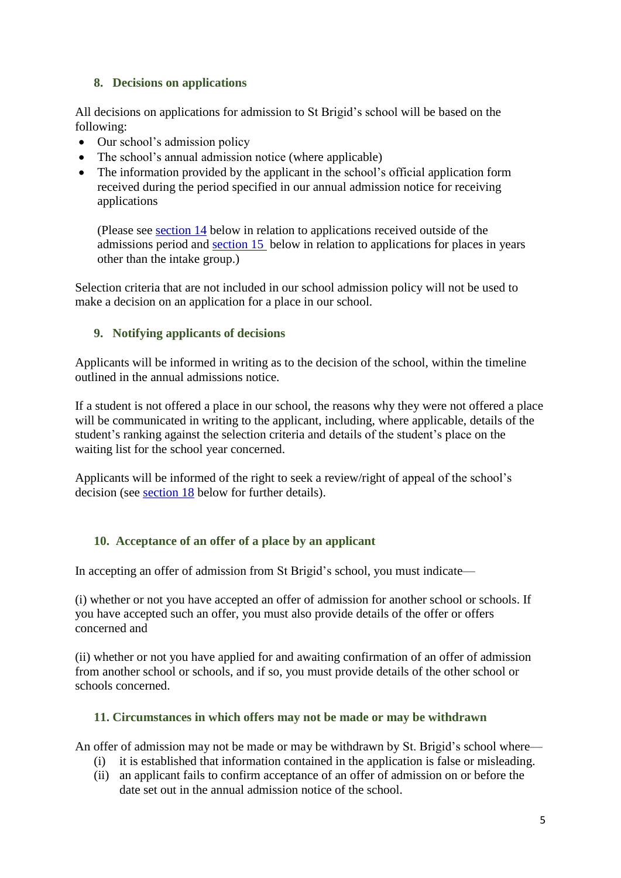## 8. Decisions on applications

All decisions on applications for admission to St Brigid's school will be based on the following:

- Our school's admission policy
- The school's annual admission notice (where applicable)
- The information provided by the applicant in the school's official application form received during the period specified in our annual admission notice for receiving applications

  (Please see section 14 below in relation to applications received outside of the admissions period and section 15 below in relation to applications for places in years other than the intake group.)

Selection criteria that are not included in our school admission policy will not be used to make a decision on an application for a place in our school.

## 9. Notifying applicants of decisions

Applicants will be informed in writing as to the decision of the school, within the timeline outlined in the annual admissions notice.

If a student is not offered a place in our school, the reasons why they were not offered a place will be communicated in writing to the applicant, including, where applicable, details of the student's ranking against the selection criteria and details of the student's place on the waiting list for the school year concerned.

Applicants will be informed of the right to seek a review/right of appeal of the school's decision (see section 18 below for further details).

## 10. Acceptance of an offer of a place by an applicant

In accepting an offer of admission from St Brigid's school, you must indicate—

(i) whether or not you have accepted an offer of admission for another school or schools. If you have accepted such an offer, you must also provide details of the offer or offers concerned and

(ii) whether or not you have applied for and awaiting confirmation of an offer of admission from another school or schools, and if so, you must provide details of the other school or schools concerned.

## 11. Circumstances in which offers may not be made or may be withdrawn

An offer of admission may not be made or may be withdrawn by St. Brigid's school where—

(i) it is established that information contained in the application is false or misleading.

(ii) an applicant fails to confirm acceptance of an offer of admission on or before the date set out in the annual admission notice of the school.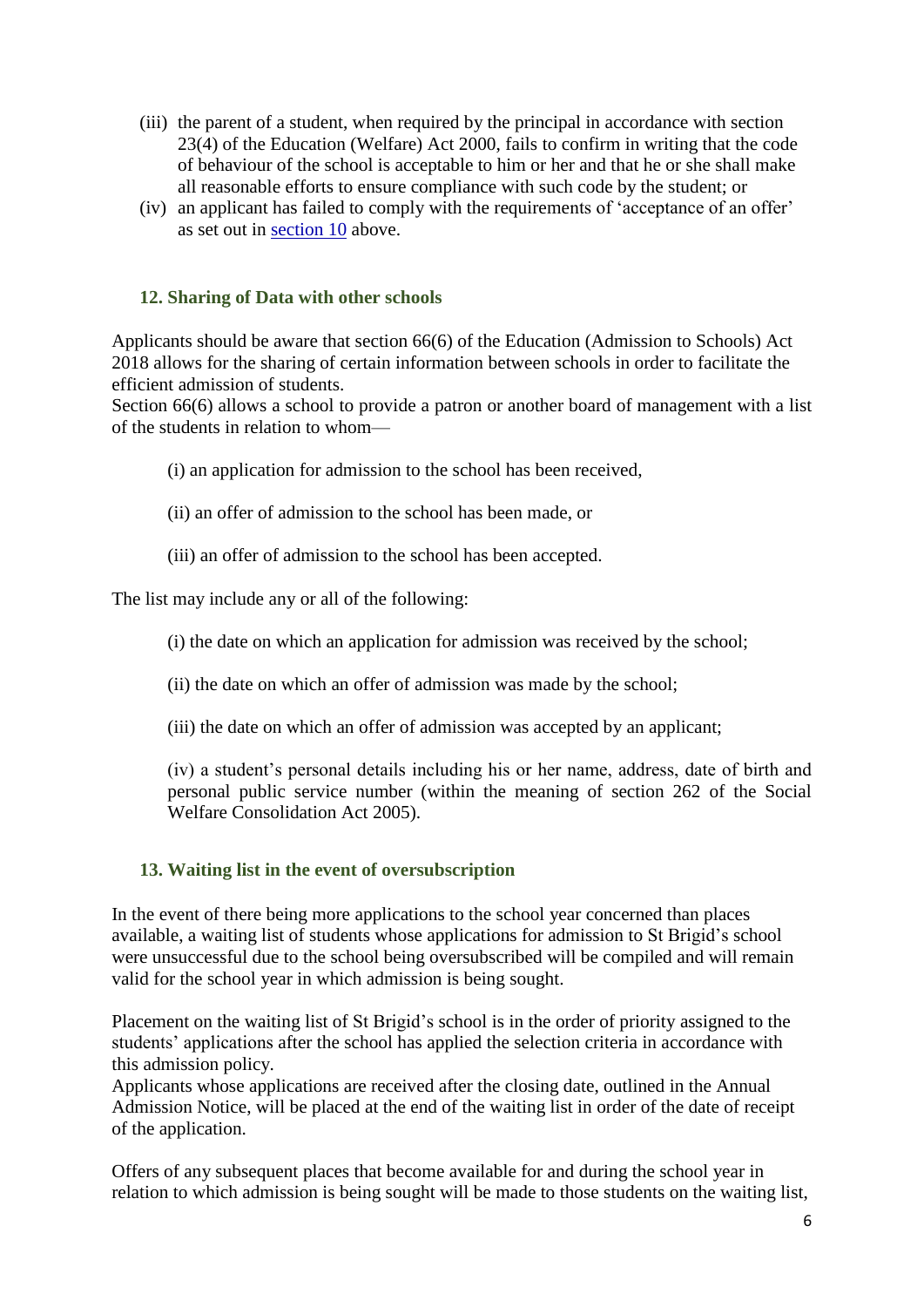(iii) the parent of a student, when required by the principal in accordance with section 23(4) of the Education (Welfare) Act 2000, fails to confirm in writing that the code of behaviour of the school is acceptable to him or her and that he or she shall make all reasonable efforts to ensure compliance with such code by the student; or

(iv) an applicant has failed to comply with the requirements of 'acceptance of an offer' as set out in section 10 above.

### 12. Sharing of Data with other schools

Applicants should be aware that section 66(6) of the Education (Admission to Schools) Act 2018 allows for the sharing of certain information between schools in order to facilitate the efficient admission of students.

Section 66(6) allows a school to provide a patron or another board of management with a list of the students in relation to whom—

(i) an application for admission to the school has been received,

(ii) an offer of admission to the school has been made, or

(iii) an offer of admission to the school has been accepted.

The list may include any or all of the following:

(i) the date on which an application for admission was received by the school;

(ii) the date on which an offer of admission was made by the school;

(iii) the date on which an offer of admission was accepted by an applicant;

(iv) a student's personal details including his or her name, address, date of birth and personal public service number (within the meaning of section 262 of the Social Welfare Consolidation Act 2005).

### 13. Waiting list in the event of oversubscription

In the event of there being more applications to the school year concerned than places available, a waiting list of students whose applications for admission to St Brigid's school were unsuccessful due to the school being oversubscribed will be compiled and will remain valid for the school year in which admission is being sought.

Placement on the waiting list of St Brigid's school is in the order of priority assigned to the students' applications after the school has applied the selection criteria in accordance with this admission policy.

Applicants whose applications are received after the closing date, outlined in the Annual Admission Notice, will be placed at the end of the waiting list in order of the date of receipt of the application.

Offers of any subsequent places that become available for and during the school year in relation to which admission is being sought will be made to those students on the waiting list,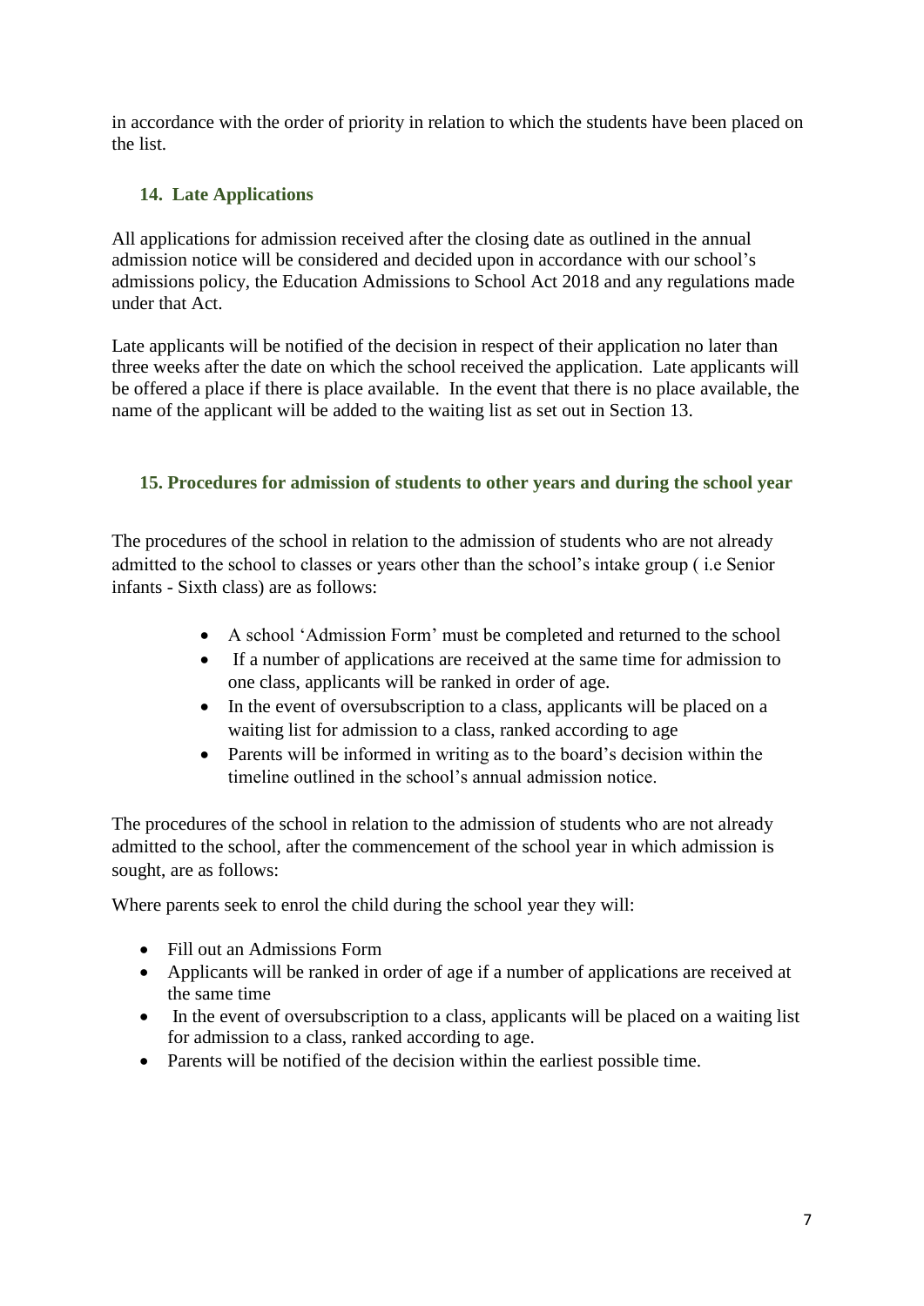in accordance with the order of priority in relation to which the students have been placed on the list.

### 14. Late Applications

All applications for admission received after the closing date as outlined in the annual admission notice will be considered and decided upon in accordance with our school's admissions policy, the Education Admissions to School Act 2018 and any regulations made under that Act.

Late applicants will be notified of the decision in respect of their application no later than three weeks after the date on which the school received the application. Late applicants will be offered a place if there is place available. In the event that there is no place available, the name of the applicant will be added to the waiting list as set out in Section 13.

### 15. Procedures for admission of students to other years and during the school year

The procedures of the school in relation to the admission of students who are not already admitted to the school to classes or years other than the school's intake group ( i.e Senior infants - Sixth class) are as follows:

- A school 'Admission Form' must be completed and returned to the school
- If a number of applications are received at the same time for admission to one class, applicants will be ranked in order of age.
- In the event of oversubscription to a class, applicants will be placed on a waiting list for admission to a class, ranked according to age
- Parents will be informed in writing as to the board's decision within the timeline outlined in the school's annual admission notice.

The procedures of the school in relation to the admission of students who are not already admitted to the school, after the commencement of the school year in which admission is sought, are as follows:

Where parents seek to enrol the child during the school year they will:

- Fill out an Admissions Form
- Applicants will be ranked in order of age if a number of applications are received at the same time
- In the event of oversubscription to a class, applicants will be placed on a waiting list for admission to a class, ranked according to age.
- Parents will be notified of the decision within the earliest possible time.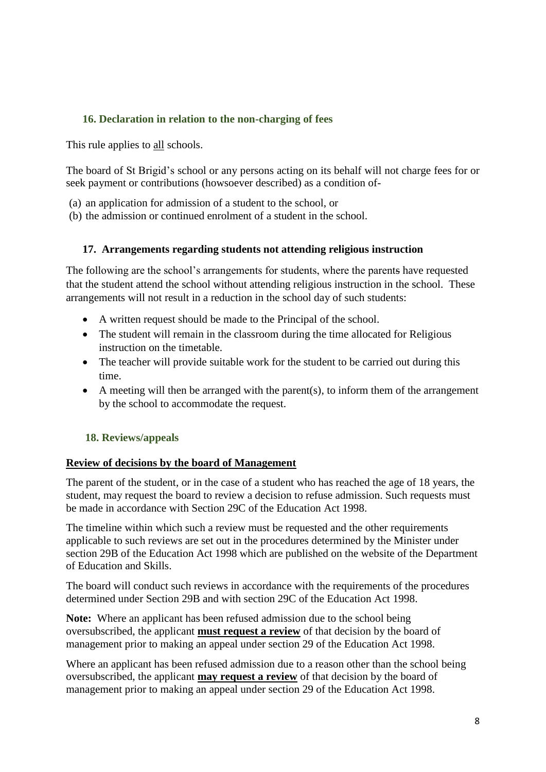## 16. Declaration in relation to the non-charging of fees

This rule applies to all schools.

The board of St Brigid's school or any persons acting on its behalf will not charge fees for or seek payment or contributions (howsoever described) as a condition of-

(a) an application for admission of a student to the school, or
(b) the admission or continued enrolment of a student in the school.

## 17. Arrangements regarding students not attending religious instruction

The following are the school's arrangements for students, where the parents have requested that the student attend the school without attending religious instruction in the school. These arrangements will not result in a reduction in the school day of such students:

- A written request should be made to the Principal of the school.
- The student will remain in the classroom during the time allocated for Religious instruction on the timetable.
- The teacher will provide suitable work for the student to be carried out during this time.
- A meeting will then be arranged with the parent(s), to inform them of the arrangement by the school to accommodate the request.

## 18. Reviews/appeals

**Review of decisions by the board of Management**

The parent of the student, or in the case of a student who has reached the age of 18 years, the student, may request the board to review a decision to refuse admission. Such requests must be made in accordance with Section 29C of the Education Act 1998.

The timeline within which such a review must be requested and the other requirements applicable to such reviews are set out in the procedures determined by the Minister under section 29B of the Education Act 1998 which are published on the website of the Department of Education and Skills.

The board will conduct such reviews in accordance with the requirements of the procedures determined under Section 29B and with section 29C of the Education Act 1998.

**Note:** Where an applicant has been refused admission due to the school being oversubscribed, the applicant **must request a review** of that decision by the board of management prior to making an appeal under section 29 of the Education Act 1998.

Where an applicant has been refused admission due to a reason other than the school being oversubscribed, the applicant **may request a review** of that decision by the board of management prior to making an appeal under section 29 of the Education Act 1998.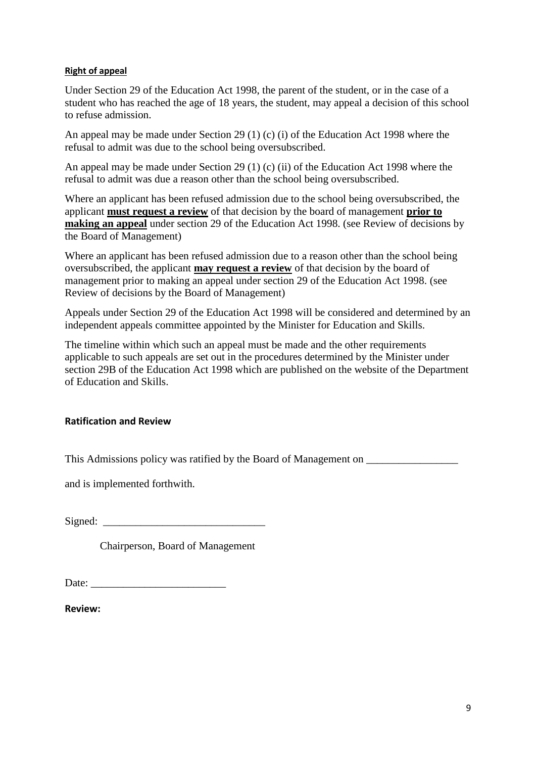**Right of appeal**

Under Section 29 of the Education Act 1998, the parent of the student, or in the case of a student who has reached the age of 18 years, the student, may appeal a decision of this school to refuse admission.

An appeal may be made under Section 29 (1) (c) (i) of the Education Act 1998 where the refusal to admit was due to the school being oversubscribed.

An appeal may be made under Section 29 (1) (c) (ii) of the Education Act 1998 where the refusal to admit was due a reason other than the school being oversubscribed.

Where an applicant has been refused admission due to the school being oversubscribed, the applicant **must request a review** of that decision by the board of management **prior to making an appeal** under section 29 of the Education Act 1998. (see Review of decisions by the Board of Management)

Where an applicant has been refused admission due to a reason other than the school being oversubscribed, the applicant **may request a review** of that decision by the board of management prior to making an appeal under section 29 of the Education Act 1998. (see Review of decisions by the Board of Management)

Appeals under Section 29 of the Education Act 1998 will be considered and determined by an independent appeals committee appointed by the Minister for Education and Skills.

The timeline within which such an appeal must be made and the other requirements applicable to such appeals are set out in the procedures determined by the Minister under section 29B of the Education Act 1998 which are published on the website of the Department of Education and Skills.

**Ratification and Review**

This Admissions policy was ratified by the Board of Management on _________________

and is implemented forthwith.

Signed: ______________________________

Chairperson, Board of Management

Date: _________________________

**Review:**